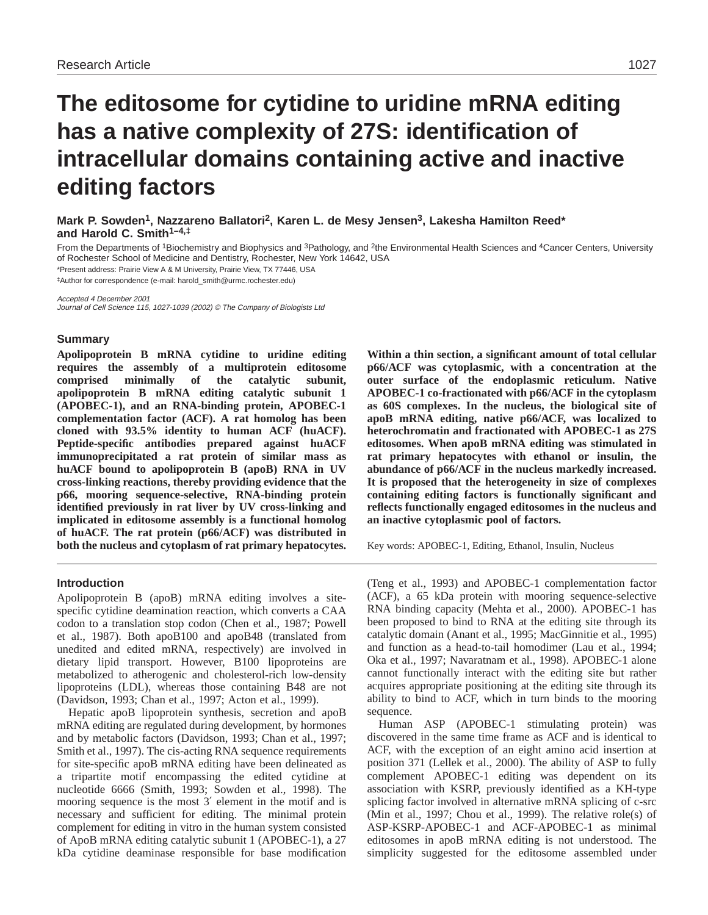# The editosome for cytidine to uridine mRNA editing has a native complexity of 27S: identification of intracellular domains containing active and inactive editing factors

**Mark P. Sowden[1], Nazzareno Ballatori[2], Karen L. de Mesy Jensen[3], Lakesha Hamilton Reed* and Harold C. Smith[1–4,‡]**

From the Departments of [1]Biochemistry and Biophysics and [3]Pathology, and [2]the Environmental Health Sciences and [4]Cancer Centers, University of Rochester School of Medicine and Dentistry, Rochester, New York 14642, USA

*Present address: Prairie View A & M University, Prairie View, TX 77446, USA

‡Author for correspondence (e-mail: harold_smith@urmc.rochester.edu)

*Accepted 4 December 2001*
*Journal of Cell Science 115, 1027-1039 (2002) © The Company of Biologists Ltd*

## Summary

**Apolipoprotein B mRNA cytidine to uridine editing requires the assembly of a multiprotein editosome comprised minimally of the catalytic subunit, apolipoprotein B mRNA editing catalytic subunit 1 (APOBEC-1), and an RNA-binding protein, APOBEC-1 complementation factor (ACF). A rat homolog has been cloned with 93.5% identity to human ACF (huACF). Peptide-specific antibodies prepared against huACF immunoprecipitated a rat protein of similar mass as huACF bound to apolipoprotein B (apoB) RNA in UV cross-linking reactions, thereby providing evidence that the p66, mooring sequence-selective, RNA-binding protein identified previously in rat liver by UV cross-linking and implicated in editosome assembly is a functional homolog of huACF. The rat protein (p66/ACF) was distributed in both the nucleus and cytoplasm of rat primary hepatocytes. Within a thin section, a significant amount of total cellular p66/ACF was cytoplasmic, with a concentration at the outer surface of the endoplasmic reticulum. Native APOBEC-1 co-fractionated with p66/ACF in the cytoplasm as 60S complexes. In the nucleus, the biological site of apoB mRNA editing, native p66/ACF, was localized to heterochromatin and fractionated with APOBEC-1 as 27S editosomes. When apoB mRNA editing was stimulated in rat primary hepatocytes with ethanol or insulin, the abundance of p66/ACF in the nucleus markedly increased. It is proposed that the heterogeneity in size of complexes containing editing factors is functionally significant and reflects functionally engaged editosomes in the nucleus and an inactive cytoplasmic pool of factors.**

Key words: APOBEC-1, Editing, Ethanol, Insulin, Nucleus

## Introduction

Apolipoprotein B (apoB) mRNA editing involves a site-specific cytidine deamination reaction, which converts a CAA codon to a translation stop codon (Chen et al., 1987; Powell et al., 1987). Both apoB100 and apoB48 (translated from unedited and edited mRNA, respectively) are involved in dietary lipid transport. However, B100 lipoproteins are metabolized to atherogenic and cholesterol-rich low-density lipoproteins (LDL), whereas those containing B48 are not (Davidson, 1993; Chan et al., 1997; Acton et al., 1999).

Hepatic apoB lipoprotein synthesis, secretion and apoB mRNA editing are regulated during development, by hormones and by metabolic factors (Davidson, 1993; Chan et al., 1997; Smith et al., 1997). The cis-acting RNA sequence requirements for site-specific apoB mRNA editing have been delineated as a tripartite motif encompassing the edited cytidine at nucleotide 6666 (Smith, 1993; Sowden et al., 1998). The mooring sequence is the most 3′ element in the motif and is necessary and sufficient for editing. The minimal protein complement for editing in vitro in the human system consisted of ApoB mRNA editing catalytic subunit 1 (APOBEC-1), a 27 kDa cytidine deaminase responsible for base modification (Teng et al., 1993) and APOBEC-1 complementation factor (ACF), a 65 kDa protein with mooring sequence-selective RNA binding capacity (Mehta et al., 2000). APOBEC-1 has been proposed to bind to RNA at the editing site through its catalytic domain (Anant et al., 1995; MacGinnitie et al., 1995) and function as a head-to-tail homodimer (Lau et al., 1994; Oka et al., 1997; Navaratnam et al., 1998). APOBEC-1 alone cannot functionally interact with the editing site but rather acquires appropriate positioning at the editing site through its ability to bind to ACF, which in turn binds to the mooring sequence.

Human ASP (APOBEC-1 stimulating protein) was discovered in the same time frame as ACF and is identical to ACF, with the exception of an eight amino acid insertion at position 371 (Lellek et al., 2000). The ability of ASP to fully complement APOBEC-1 editing was dependent on its association with KSRP, previously identified as a KH-type splicing factor involved in alternative mRNA splicing of c-src (Min et al., 1997; Chou et al., 1999). The relative role(s) of ASP-KSRP-APOBEC-1 and ACF-APOBEC-1 as minimal editosomes in apoB mRNA editing is not understood. The simplicity suggested for the editosome assembled under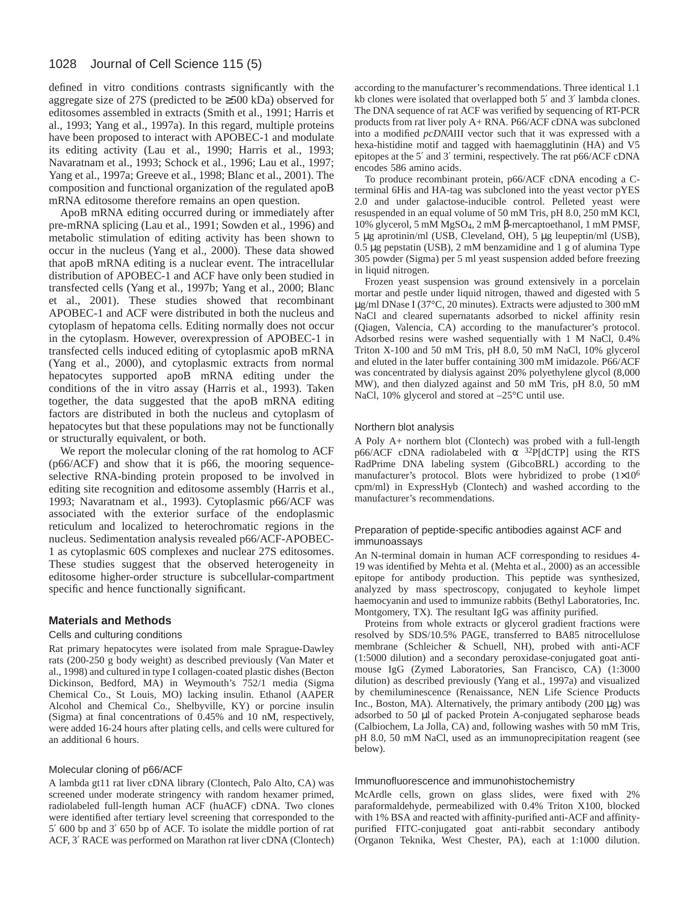defined in vitro conditions contrasts significantly with the aggregate size of 27S (predicted to be ≥500 kDa) observed for editosomes assembled in extracts (Smith et al., 1991; Harris et al., 1993; Yang et al., 1997a). In this regard, multiple proteins have been proposed to interact with APOBEC-1 and modulate its editing activity (Lau et al., 1990; Harris et al., 1993; Navaratnam et al., 1993; Schock et al., 1996; Lau et al., 1997; Yang et al., 1997a; Greeve et al., 1998; Blanc et al., 2001). The composition and functional organization of the regulated apoB mRNA editosome therefore remains an open question.

ApoB mRNA editing occurred during or immediately after pre-mRNA splicing (Lau et al., 1991; Sowden et al., 1996) and metabolic stimulation of editing activity has been shown to occur in the nucleus (Yang et al., 2000). These data showed that apoB mRNA editing is a nuclear event. The intracellular distribution of APOBEC-1 and ACF have only been studied in transfected cells (Yang et al., 1997b; Yang et al., 2000; Blanc et al., 2001). These studies showed that recombinant APOBEC-1 and ACF were distributed in both the nucleus and cytoplasm of hepatoma cells. Editing normally does not occur in the cytoplasm. However, overexpression of APOBEC-1 in transfected cells induced editing of cytoplasmic apoB mRNA (Yang et al., 2000), and cytoplasmic extracts from normal hepatocytes supported apoB mRNA editing under the conditions of the in vitro assay (Harris et al., 1993). Taken together, the data suggested that the apoB mRNA editing factors are distributed in both the nucleus and cytoplasm of hepatocytes but that these populations may not be functionally or structurally equivalent, or both.

We report the molecular cloning of the rat homolog to ACF (p66/ACF) and show that it is p66, the mooring sequence-selective RNA-binding protein proposed to be involved in editing site recognition and editosome assembly (Harris et al., 1993; Navaratnam et al., 1993). Cytoplasmic p66/ACF was associated with the exterior surface of the endoplasmic reticulum and localized to heterochromatic regions in the nucleus. Sedimentation analysis revealed p66/ACF-APOBEC-1 as cytoplasmic 60S complexes and nuclear 27S editosomes. These studies suggest that the observed heterogeneity in editosome higher-order structure is subcellular-compartment specific and hence functionally significant.

## Materials and Methods

### Cells and culturing conditions

Rat primary hepatocytes were isolated from male Sprague-Dawley rats (200-250 g body weight) as described previously (Van Mater et al., 1998) and cultured in type I collagen-coated plastic dishes (Becton Dickinson, Bedford, MA) in Weymouth's 752/1 media (Sigma Chemical Co., St Louis, MO) lacking insulin. Ethanol (AAPER Alcohol and Chemical Co., Shelbyville, KY) or porcine insulin (Sigma) at final concentrations of 0.45% and 10 nM, respectively, were added 16-24 hours after plating cells, and cells were cultured for an additional 6 hours.

### Molecular cloning of p66/ACF

A lambda gt11 rat liver cDNA library (Clontech, Palo Alto, CA) was screened under moderate stringency with random hexamer primed, radiolabeled full-length human ACF (huACF) cDNA. Two clones were identified after tertiary level screening that corresponded to the 5′ 600 bp and 3′ 650 bp of ACF. To isolate the middle portion of rat ACF, 3′ RACE was performed on Marathon rat liver cDNA (Clontech) according to the manufacturer's recommendations. Three identical 1.1 kb clones were isolated that overlapped both 5′ and 3′ lambda clones. The DNA sequence of rat ACF was verified by sequencing of RT-PCR products from rat liver poly A+ RNA. P66/ACF cDNA was subcloned into a modified *pcDNA*III vector such that it was expressed with a hexa-histidine motif and tagged with haemagglutinin (HA) and V5 epitopes at the 5′ and 3′ termini, respectively. The rat p66/ACF cDNA encodes 586 amino acids.

To produce recombinant protein, p66/ACF cDNA encoding a C-terminal 6His and HA-tag was subcloned into the yeast vector pYES 2.0 and under galactose-inducible control. Pelleted yeast were resuspended in an equal volume of 50 mM Tris, pH 8.0, 250 mM KCl, 10% glycerol, 5 mM $MgSO_4$, 2 mM β-mercaptoethanol, 1 mM PMSF, 5 μg aprotinin/ml (USB, Cleveland, OH), 5 μg leupeptin/ml (USB), 0.5 μg pepstatin (USB), 2 mM benzamidine and 1 g of alumina Type 305 powder (Sigma) per 5 ml yeast suspension added before freezing in liquid nitrogen.

Frozen yeast suspension was ground extensively in a porcelain mortar and pestle under liquid nitrogen, thawed and digested with 5 μg/ml DNase I (37°C, 20 minutes). Extracts were adjusted to 300 mM NaCl and cleared supernatants adsorbed to nickel affinity resin (Qiagen, Valencia, CA) according to the manufacturer's protocol. Adsorbed resins were washed sequentially with 1 M NaCl, 0.4% Triton X-100 and 50 mM Tris, pH 8.0, 50 mM NaCl, 10% glycerol and eluted in the later buffer containing 300 mM imidazole. P66/ACF was concentrated by dialysis against 20% polyethylene glycol (8,000 MW), and then dialyzed against and 50 mM Tris, pH 8.0, 50 mM NaCl, 10% glycerol and stored at –25°C until use.

### Northern blot analysis

A Poly A+ northern blot (Clontech) was probed with a full-length p66/ACF cDNA radiolabeled with α $^{32}$P[dCTP] using the RTS RadPrime DNA labeling system (GibcoBRL) according to the manufacturer's protocol. Blots were hybridized to probe ($1\times10^6$ cpm/ml) in ExpressHyb (Clontech) and washed according to the manufacturer's recommendations.

### Preparation of peptide-specific antibodies against ACF and immunoassays

An N-terminal domain in human ACF corresponding to residues 4-19 was identified by Mehta et al. (Mehta et al., 2000) as an accessible epitope for antibody production. This peptide was synthesized, analyzed by mass spectroscopy, conjugated to keyhole limpet haemocyanin and used to immunize rabbits (Bethyl Laboratories, Inc. Montgomery, TX). The resultant IgG was affinity purified.

Proteins from whole extracts or glycerol gradient fractions were resolved by SDS/10.5% PAGE, transferred to BA85 nitrocellulose membrane (Schleicher & Schuell, NH), probed with anti-ACF (1:5000 dilution) and a secondary peroxidase-conjugated goat anti-mouse IgG (Zymed Laboratories, San Francisco, CA) (1:3000 dilution) as described previously (Yang et al., 1997a) and visualized by chemiluminescence (Renaissance, NEN Life Science Products Inc., Boston, MA). Alternatively, the primary antibody (200 μg) was adsorbed to 50 μl of packed Protein A-conjugated sepharose beads (Calbiochem, La Jolla, CA) and, following washes with 50 mM Tris, pH 8.0, 50 mM NaCl, used as an immunoprecipitation reagent (see below).

### Immunofluorescence and immunohistochemistry

McArdle cells, grown on glass slides, were fixed with 2% paraformaldehyde, permeabilized with 0.4% Triton X100, blocked with 1% BSA and reacted with affinity-purified anti-ACF and affinity-purified FITC-conjugated goat anti-rabbit secondary antibody (Organon Teknika, West Chester, PA), each at 1:1000 dilution.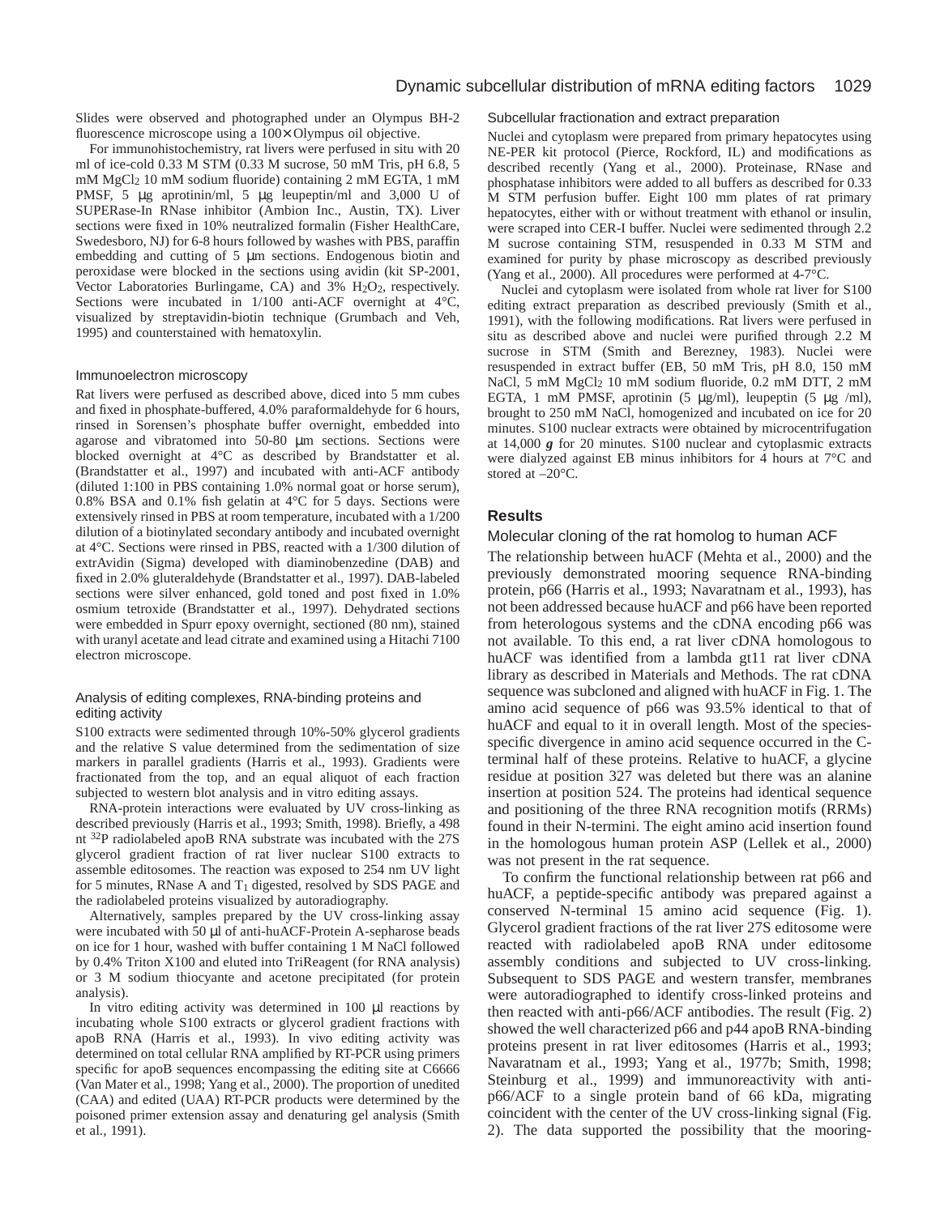Slides were observed and photographed under an Olympus BH-2 fluorescence microscope using a 100× Olympus oil objective.

For immunohistochemistry, rat livers were perfused in situ with 20 ml of ice-cold 0.33 M STM (0.33 M sucrose, 50 mM Tris, pH 6.8, 5 mM $MgCl_2$ 10 mM sodium fluoride) containing 2 mM EGTA, 1 mM PMSF, 5 μg aprotinin/ml, 5 μg leupeptin/ml and 3,000 U of SUPERase-In RNase inhibitor (Ambion Inc., Austin, TX). Liver sections were fixed in 10% neutralized formalin (Fisher HealthCare, Swedesboro, NJ) for 6-8 hours followed by washes with PBS, paraffin embedding and cutting of 5 μm sections. Endogenous biotin and peroxidase were blocked in the sections using avidin (kit SP-2001, Vector Laboratories Burlingame, CA) and 3% $H_2O_2$, respectively. Sections were incubated in 1/100 anti-ACF overnight at 4°C, visualized by streptavidin-biotin technique (Grumbach and Veh, 1995) and counterstained with hematoxylin.

### Immunoelectron microscopy

Rat livers were perfused as described above, diced into 5 mm cubes and fixed in phosphate-buffered, 4.0% paraformaldehyde for 6 hours, rinsed in Sorensen's phosphate buffer overnight, embedded into agarose and vibratomed into 50-80 μm sections. Sections were blocked overnight at 4°C as described by Brandstatter et al. (Brandstatter et al., 1997) and incubated with anti-ACF antibody (diluted 1:100 in PBS containing 1.0% normal goat or horse serum), 0.8% BSA and 0.1% fish gelatin at 4°C for 5 days. Sections were extensively rinsed in PBS at room temperature, incubated with a 1/200 dilution of a biotinylated secondary antibody and incubated overnight at 4°C. Sections were rinsed in PBS, reacted with a 1/300 dilution of extrAvidin (Sigma) developed with diaminobenzedine (DAB) and fixed in 2.0% gluteraldehyde (Brandstatter et al., 1997). DAB-labeled sections were silver enhanced, gold toned and post fixed in 1.0% osmium tetroxide (Brandstatter et al., 1997). Dehydrated sections were embedded in Spurr epoxy overnight, sectioned (80 nm), stained with uranyl acetate and lead citrate and examined using a Hitachi 7100 electron microscope.

### Analysis of editing complexes, RNA-binding proteins and editing activity

S100 extracts were sedimented through 10%-50% glycerol gradients and the relative S value determined from the sedimentation of size markers in parallel gradients (Harris et al., 1993). Gradients were fractionated from the top, and an equal aliquot of each fraction subjected to western blot analysis and in vitro editing assays.

RNA-protein interactions were evaluated by UV cross-linking as described previously (Harris et al., 1993; Smith, 1998). Briefly, a 498 nt $^{32}$P radiolabeled apoB RNA substrate was incubated with the 27S glycerol gradient fraction of rat liver nuclear S100 extracts to assemble editosomes. The reaction was exposed to 254 nm UV light for 5 minutes, RNase A and $T_1$ digested, resolved by SDS PAGE and the radiolabeled proteins visualized by autoradiography.

Alternatively, samples prepared by the UV cross-linking assay were incubated with 50 μl of anti-huACF-Protein A-sepharose beads on ice for 1 hour, washed with buffer containing 1 M NaCl followed by 0.4% Triton X100 and eluted into TriReagent (for RNA analysis) or 3 M sodium thiocyante and acetone precipitated (for protein analysis).

In vitro editing activity was determined in 100 μl reactions by incubating whole S100 extracts or glycerol gradient fractions with apoB RNA (Harris et al., 1993). In vivo editing activity was determined on total cellular RNA amplified by RT-PCR using primers specific for apoB sequences encompassing the editing site at C6666 (Van Mater et al., 1998; Yang et al., 2000). The proportion of unedited (CAA) and edited (UAA) RT-PCR products were determined by the poisoned primer extension assay and denaturing gel analysis (Smith et al., 1991).

### Subcellular fractionation and extract preparation

Nuclei and cytoplasm were prepared from primary hepatocytes using NE-PER kit protocol (Pierce, Rockford, IL) and modifications as described recently (Yang et al., 2000). Proteinase, RNase and phosphatase inhibitors were added to all buffers as described for 0.33 M STM perfusion buffer. Eight 100 mm plates of rat primary hepatocytes, either with or without treatment with ethanol or insulin, were scraped into CER-I buffer. Nuclei were sedimented through 2.2 M sucrose containing STM, resuspended in 0.33 M STM and examined for purity by phase microscopy as described previously (Yang et al., 2000). All procedures were performed at 4-7°C.

Nuclei and cytoplasm were isolated from whole rat liver for S100 editing extract preparation as described previously (Smith et al., 1991), with the following modifications. Rat livers were perfused in situ as described above and nuclei were purified through 2.2 M sucrose in STM (Smith and Berezney, 1983). Nuclei were resuspended in extract buffer (EB, 50 mM Tris, pH 8.0, 150 mM NaCl, 5 mM $MgCl_2$ 10 mM sodium fluoride, 0.2 mM DTT, 2 mM EGTA, 1 mM PMSF, aprotinin (5 μg/ml), leupeptin (5 μg /ml), brought to 250 mM NaCl, homogenized and incubated on ice for 20 minutes. S100 nuclear extracts were obtained by microcentrifugation at 14,000 ***g*** for 20 minutes. S100 nuclear and cytoplasmic extracts were dialyzed against EB minus inhibitors for 4 hours at 7°C and stored at –20°C.

## Results

### Molecular cloning of the rat homolog to human ACF

The relationship between huACF (Mehta et al., 2000) and the previously demonstrated mooring sequence RNA-binding protein, p66 (Harris et al., 1993; Navaratnam et al., 1993), has not been addressed because huACF and p66 have been reported from heterologous systems and the cDNA encoding p66 was not available. To this end, a rat liver cDNA homologous to huACF was identified from a lambda gt11 rat liver cDNA library as described in Materials and Methods. The rat cDNA sequence was subcloned and aligned with huACF in Fig. 1. The amino acid sequence of p66 was 93.5% identical to that of huACF and equal to it in overall length. Most of the species-specific divergence in amino acid sequence occurred in the C-terminal half of these proteins. Relative to huACF, a glycine residue at position 327 was deleted but there was an alanine insertion at position 524. The proteins had identical sequence and positioning of the three RNA recognition motifs (RRMs) found in their N-termini. The eight amino acid insertion found in the homologous human protein ASP (Lellek et al., 2000) was not present in the rat sequence.

To confirm the functional relationship between rat p66 and huACF, a peptide-specific antibody was prepared against a conserved N-terminal 15 amino acid sequence (Fig. 1). Glycerol gradient fractions of the rat liver 27S editosome were reacted with radiolabeled apoB RNA under editosome assembly conditions and subjected to UV cross-linking. Subsequent to SDS PAGE and western transfer, membranes were autoradiographed to identify cross-linked proteins and then reacted with anti-p66/ACF antibodies. The result (Fig. 2) showed the well characterized p66 and p44 apoB RNA-binding proteins present in rat liver editosomes (Harris et al., 1993; Navaratnam et al., 1993; Yang et al., 1977b; Smith, 1998; Steinburg et al., 1999) and immunoreactivity with anti-p66/ACF to a single protein band of 66 kDa, migrating coincident with the center of the UV cross-linking signal (Fig. 2). The data supported the possibility that the mooring-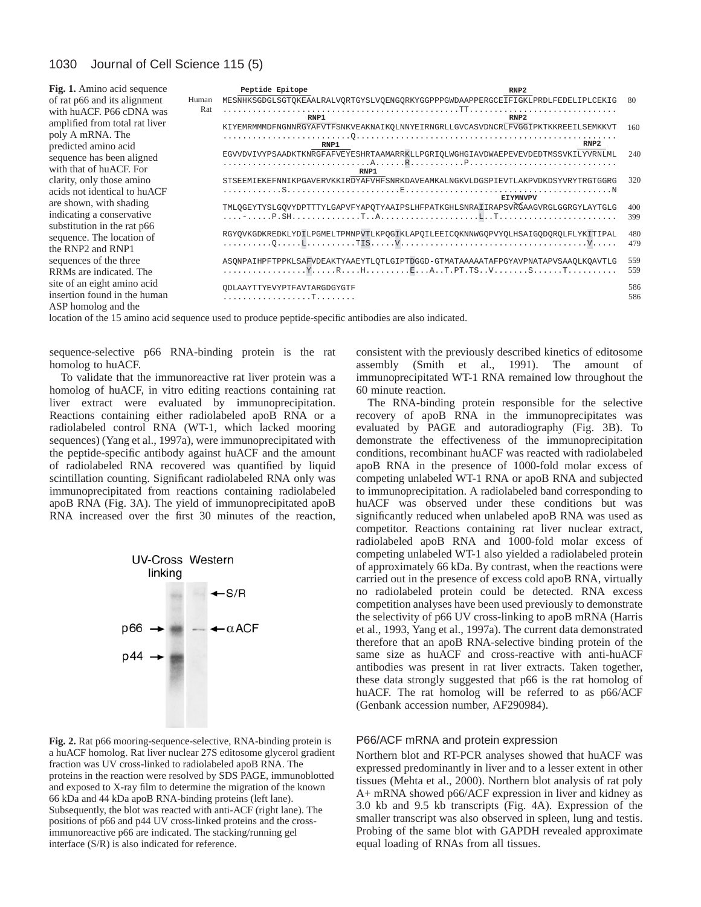**Fig. 1.** Amino acid sequence of rat p66 and its alignment with huACF. P66 cDNA was amplified from total rat liver poly A mRNA. The predicted amino acid sequence has been aligned with that of huACF. For clarity, only those amino acids not identical to huACF are shown, with shading indicating a conservative substitution in the rat p66 sequence. The location of the RNP2 and RNP1 sequences of the three RRMs are indicated. The site of an eight amino acid insertion found in the human ASP homolog and the location of the 15 amino acid sequence used to produce peptide-specific antibodies are also indicated.

```
        Peptide Epitope                                           RNP2
Human  MESNHKSGDGLSGTQKEAALRALVQRTGYSLVQENGQRKYGGPPPGWDAAPPERGCEIFIGKLPRDLFEDELIPLCEKIG   80
Rat    ..............................................TT..............................
                         RNP1                                 RNP2
       KIYEMRMMMDFNGNNRGYAFVTFSNKVEAKNAIKQLNNYEIRNGRLLGVCASVDNCRLFVGGIPKTKKREEILSEMKKVT   160
       .........................Q......................................................
                            RNP1                                                 RNP2
       EGVVDVIVYPSAADKTKNRGFAFVEYESHRTAAMARRKLLPGRIQLWGHGIAVDWAEPEVEVDEDTMSSVKILYVRNLML   240
       .............................A......R...........P..............................
                                           RNP1
       STSEEMIEKEFNNIKPGAVERVKKIRDYAFVHFSNRKDAVEAMKALNGKVLDGSPIEVTLAKPVDKDSYVRYTRGTGGRG   320
       ...........S......................E.........................................N
                                                                  EIYMNVPV
       TMLQGEYTYSLGQVYDPTTTYLGAPVFYAPQTYAAIPSLHFPATKGHLSNRAIIRAPSVRGAAGVRGLGGRGYLAYTGLG   400
       ....-.....P.SH..............T..A...................L..T........................   399

       RGYQVKGDKREDKLYDILPGMELTPMNPVTLKPQGIKLAPQILEEICQKNNWGQPVYQLHSAIGQDQRQLFLYKITIPAL   480
       ..........Q.....L..........TIS.....V.....................................V.....   479

       ASQNPAIHPFTPPKLSAFVDEAKTYAAEYTLQTLGIPTDGGD-GTMATAAAAATAFPGYAVPNATAPVSAAQLKQAVTLG   559
       ................Y.....R....H.........E...A..T.PT.TS..V.......S......T..........   559

       QDLAAYTTYEVYPTFAVTARGDGYGTF                                                        586
       .................T........                                                         586
```

sequence-selective p66 RNA-binding protein is the rat homolog to huACF.

To validate that the immunoreactive rat liver protein was a homolog of huACF, in vitro editing reactions containing rat liver extract were evaluated by immunoprecipitation. Reactions containing either radiolabeled apoB RNA or a radiolabeled control RNA (WT-1, which lacked mooring sequences) (Yang et al., 1997a), were immunoprecipitated with the peptide-specific antibody against huACF and the amount of radiolabeled RNA recovered was quantified by liquid scintillation counting. Significant radiolabeled RNA only was immunoprecipitated from reactions containing radiolabeled apoB RNA (Fig. 3A). The yield of immunoprecipitated apoB RNA increased over the first 30 minutes of the reaction, consistent with the previously described kinetics of editosome assembly (Smith et al., 1991). The amount of immunoprecipitated WT-1 RNA remained low throughout the 60 minute reaction.

**Fig. 2.** Rat p66 mooring-sequence-selective, RNA-binding protein is a huACF homolog. Rat liver nuclear 27S editosome glycerol gradient fraction was UV cross-linked to radiolabeled apoB RNA. The proteins in the reaction were resolved by SDS PAGE, immunoblotted and exposed to X-ray film to determine the migration of the known 66 kDa and 44 kDa apoB RNA-binding proteins (left lane). Subsequently, the blot was reacted with anti-ACF (right lane). The positions of p66 and p44 UV cross-linked proteins and the cross-immunoreactive p66 are indicated. The stacking/running gel interface (S/R) is also indicated for reference.

The RNA-binding protein responsible for the selective recovery of apoB RNA in the immunoprecipitates was evaluated by PAGE and autoradiography (Fig. 3B). To demonstrate the effectiveness of the immunoprecipitation conditions, recombinant huACF was reacted with radiolabeled apoB RNA in the presence of 1000-fold molar excess of competing unlabeled WT-1 RNA or apoB RNA and subjected to immunoprecipitation. A radiolabeled band corresponding to huACF was observed under these conditions but was significantly reduced when unlabeled apoB RNA was used as competitor. Reactions containing rat liver nuclear extract, radiolabeled apoB RNA and 1000-fold molar excess of competing unlabeled WT-1 also yielded a radiolabeled protein of approximately 66 kDa. By contrast, when the reactions were carried out in the presence of excess cold apoB RNA, virtually no radiolabeled protein could be detected. RNA excess competition analyses have been used previously to demonstrate the selectivity of p66 UV cross-linking to apoB mRNA (Harris et al., 1993, Yang et al., 1997a). The current data demonstrated therefore that an apoB RNA-selective binding protein of the same size as huACF and cross-reactive with anti-huACF antibodies was present in rat liver extracts. Taken together, these data strongly suggested that p66 is the rat homolog of huACF. The rat homolog will be referred to as p66/ACF (Genbank accession number, AF290984).

### P66/ACF mRNA and protein expression

Northern blot and RT-PCR analyses showed that huACF was expressed predominantly in liver and to a lesser extent in other tissues (Mehta et al., 2000). Northern blot analysis of rat poly A+ mRNA showed p66/ACF expression in liver and kidney as 3.0 kb and 9.5 kb transcripts (Fig. 4A). Expression of the smaller transcript was also observed in spleen, lung and testis. Probing of the same blot with GAPDH revealed approximate equal loading of RNAs from all tissues.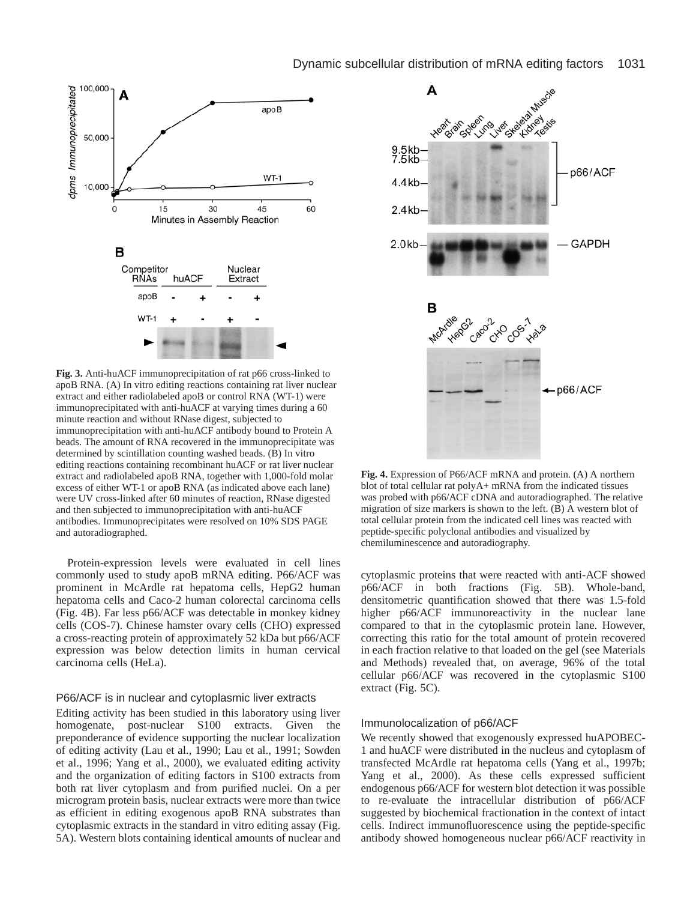**Fig. 3.** Anti-huACF immunoprecipitation of rat p66 cross-linked to apoB RNA. (A) In vitro editing reactions containing rat liver nuclear extract and either radiolabeled apoB or control RNA (WT-1) were immunoprecipitated with anti-huACF at varying times during a 60 minute reaction and without RNase digest, subjected to immunoprecipitation with anti-huACF antibody bound to Protein A beads. The amount of RNA recovered in the immunoprecipitate was determined by scintillation counting washed beads. (B) In vitro editing reactions containing recombinant huACF or rat liver nuclear extract and radiolabeled apoB RNA, together with 1,000-fold molar excess of either WT-1 or apoB RNA (as indicated above each lane) were UV cross-linked after 60 minutes of reaction, RNase digested and then subjected to immunoprecipitation with anti-huACF antibodies. Immunoprecipitates were resolved on 10% SDS PAGE and autoradiographed.

**Fig. 4.** Expression of P66/ACF mRNA and protein. (A) A northern blot of total cellular rat polyA+ mRNA from the indicated tissues was probed with p66/ACF cDNA and autoradiographed. The relative migration of size markers is shown to the left. (B) A western blot of total cellular protein from the indicated cell lines was reacted with peptide-specific polyclonal antibodies and visualized by chemiluminescence and autoradiography.

Protein-expression levels were evaluated in cell lines commonly used to study apoB mRNA editing. P66/ACF was prominent in McArdle rat hepatoma cells, HepG2 human hepatoma cells and Caco-2 human colorectal carcinoma cells (Fig. 4B). Far less p66/ACF was detectable in monkey kidney cells (COS-7). Chinese hamster ovary cells (CHO) expressed a cross-reacting protein of approximately 52 kDa but p66/ACF expression was below detection limits in human cervical carcinoma cells (HeLa).

### P66/ACF is in nuclear and cytoplasmic liver extracts

Editing activity has been studied in this laboratory using liver homogenate, post-nuclear S100 extracts. Given the preponderance of evidence supporting the nuclear localization of editing activity (Lau et al., 1990; Lau et al., 1991; Sowden et al., 1996; Yang et al., 2000), we evaluated editing activity and the organization of editing factors in S100 extracts from both rat liver cytoplasm and from purified nuclei. On a per microgram protein basis, nuclear extracts were more than twice as efficient in editing exogenous apoB RNA substrates than cytoplasmic extracts in the standard in vitro editing assay (Fig. 5A). Western blots containing identical amounts of nuclear and cytoplasmic proteins that were reacted with anti-ACF showed p66/ACF in both fractions (Fig. 5B). Whole-band, densitometric quantification showed that there was 1.5-fold higher p66/ACF immunoreactivity in the nuclear lane compared to that in the cytoplasmic protein lane. However, correcting this ratio for the total amount of protein recovered in each fraction relative to that loaded on the gel (see Materials and Methods) revealed that, on average, 96% of the total cellular p66/ACF was recovered in the cytoplasmic S100 extract (Fig. 5C).

### Immunolocalization of p66/ACF

We recently showed that exogenously expressed huAPOBEC-1 and huACF were distributed in the nucleus and cytoplasm of transfected McArdle rat hepatoma cells (Yang et al., 1997b; Yang et al., 2000). As these cells expressed sufficient endogenous p66/ACF for western blot detection it was possible to re-evaluate the intracellular distribution of p66/ACF suggested by biochemical fractionation in the context of intact cells. Indirect immunofluorescence using the peptide-specific antibody showed homogeneous nuclear p66/ACF reactivity in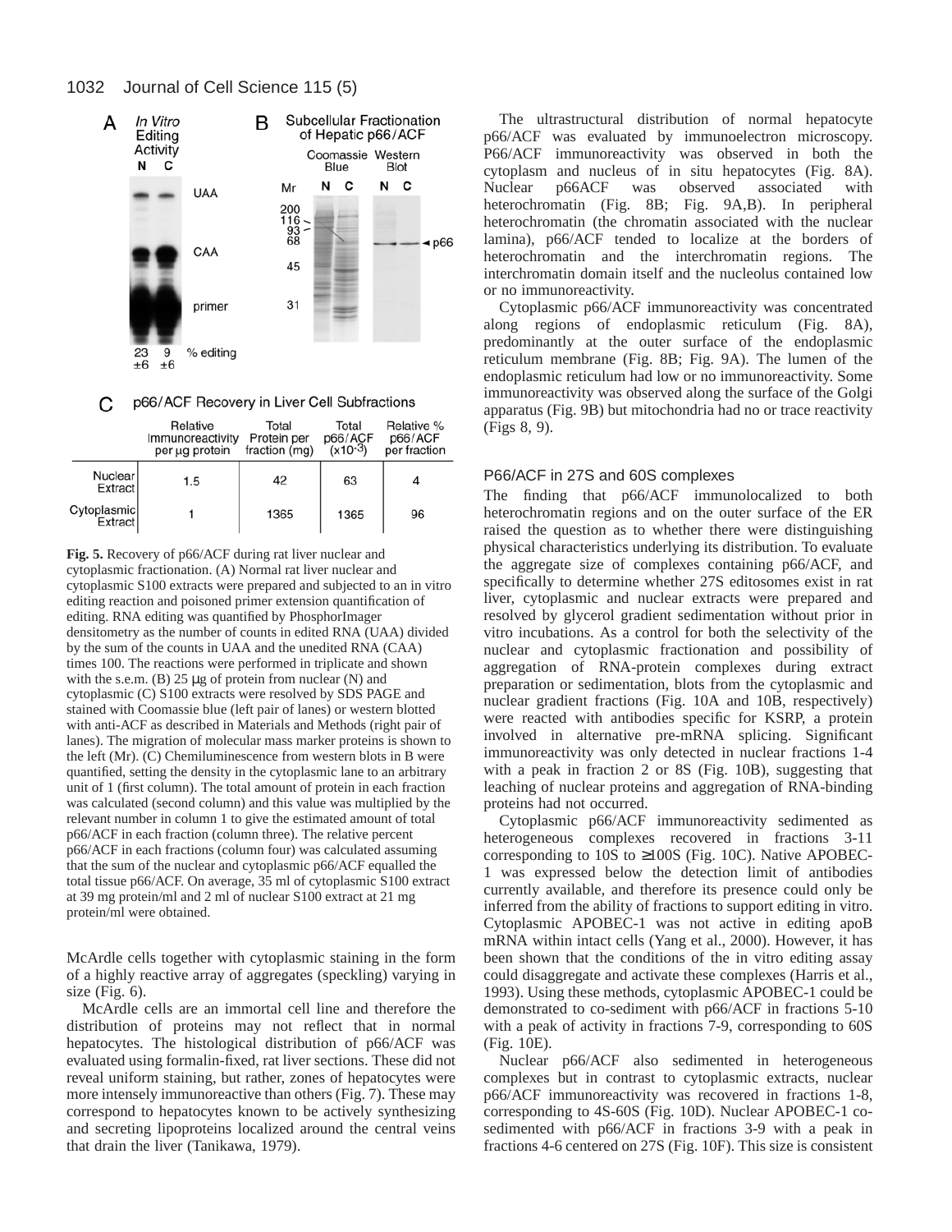**A** *In Vitro* Editing Activity

| N | C | |
|---|---|---|
| | | UAA |
| | | CAA |
| | | primer |
| 23 ±6 | 9 ±6 | % editing |

**B** Subcellular Fractionation of Hepatic p66/ACF

Coomassie Blue (N, C); Western Blot (N, C); Mr: 200, 116, 93, 68, 45, 31; ◄ p66

**C** p66/ACF Recovery in Liver Cell Subfractions

| | Relative Immunoreactivity per μg protein | Total Protein per fraction (mg) | Total p66/ACF ($\times 10^{-3}$) | Relative % p66/ACF per fraction |
|---|---|---|---|---|
| Nuclear Extract | 1.5 | 42 | 63 | 4 |
| Cytoplasmic Extract | 1 | 1365 | 1365 | 96 |

**Fig. 5.** Recovery of p66/ACF during rat liver nuclear and cytoplasmic fractionation. (A) Normal rat liver nuclear and cytoplasmic S100 extracts were prepared and subjected to an in vitro editing reaction and poisoned primer extension quantification of editing. RNA editing was quantified by PhosphorImager densitometry as the number of counts in edited RNA (UAA) divided by the sum of the counts in UAA and the unedited RNA (CAA) times 100. The reactions were performed in triplicate and shown with the s.e.m. (B) 25 μg of protein from nuclear (N) and cytoplasmic (C) S100 extracts were resolved by SDS PAGE and stained with Coomassie blue (left pair of lanes) or western blotted with anti-ACF as described in Materials and Methods (right pair of lanes). The migration of molecular mass marker proteins is shown to the left (Mr). (C) Chemiluminescence from western blots in B were quantified, setting the density in the cytoplasmic lane to an arbitrary unit of 1 (first column). The total amount of protein in each fraction was calculated (second column) and this value was multiplied by the relevant number in column 1 to give the estimated amount of total p66/ACF in each fraction (column three). The relative percent p66/ACF in each fractions (column four) was calculated assuming that the sum of the nuclear and cytoplasmic p66/ACF equalled the total tissue p66/ACF. On average, 35 ml of cytoplasmic S100 extract at 39 mg protein/ml and 2 ml of nuclear S100 extract at 21 mg protein/ml were obtained.

McArdle cells together with cytoplasmic staining in the form of a highly reactive array of aggregates (speckling) varying in size (Fig. 6).

McArdle cells are an immortal cell line and therefore the distribution of proteins may not reflect that in normal hepatocytes. The histological distribution of p66/ACF was evaluated using formalin-fixed, rat liver sections. These did not reveal uniform staining, but rather, zones of hepatocytes were more intensely immunoreactive than others (Fig. 7). These may correspond to hepatocytes known to be actively synthesizing and secreting lipoproteins localized around the central veins that drain the liver (Tanikawa, 1979).

The ultrastructural distribution of normal hepatocyte p66/ACF was evaluated by immunoelectron microscopy. P66/ACF immunoreactivity was observed in both the cytoplasm and nucleus of in situ hepatocytes (Fig. 8A). Nuclear p66ACF was observed associated with heterochromatin (Fig. 8B; Fig. 9A,B). In peripheral heterochromatin (the chromatin associated with the nuclear lamina), p66/ACF tended to localize at the borders of heterochromatin and the interchromatin regions. The interchromatin domain itself and the nucleolus contained low or no immunoreactivity.

Cytoplasmic p66/ACF immunoreactivity was concentrated along regions of endoplasmic reticulum (Fig. 8A), predominantly at the outer surface of the endoplasmic reticulum membrane (Fig. 8B; Fig. 9A). The lumen of the endoplasmic reticulum had low or no immunoreactivity. Some immunoreactivity was observed along the surface of the Golgi apparatus (Fig. 9B) but mitochondria had no or trace reactivity (Figs 8, 9).

### P66/ACF in 27S and 60S complexes

The finding that p66/ACF immunolocalized to both heterochromatin regions and on the outer surface of the ER raised the question as to whether there were distinguishing physical characteristics underlying its distribution. To evaluate the aggregate size of complexes containing p66/ACF, and specifically to determine whether 27S editosomes exist in rat liver, cytoplasmic and nuclear extracts were prepared and resolved by glycerol gradient sedimentation without prior in vitro incubations. As a control for both the selectivity of the nuclear and cytoplasmic fractionation and possibility of aggregation of RNA-protein complexes during extract preparation or sedimentation, blots from the cytoplasmic and nuclear gradient fractions (Fig. 10A and 10B, respectively) were reacted with antibodies specific for KSRP, a protein involved in alternative pre-mRNA splicing. Significant immunoreactivity was only detected in nuclear fractions 1-4 with a peak in fraction 2 or 8S (Fig. 10B), suggesting that leaching of nuclear proteins and aggregation of RNA-binding proteins had not occurred.

Cytoplasmic p66/ACF immunoreactivity sedimented as heterogeneous complexes recovered in fractions 3-11 corresponding to 10S to ≥100S (Fig. 10C). Native APOBEC-1 was expressed below the detection limit of antibodies currently available, and therefore its presence could only be inferred from the ability of fractions to support editing in vitro. Cytoplasmic APOBEC-1 was not active in editing apoB mRNA within intact cells (Yang et al., 2000). However, it has been shown that the conditions of the in vitro editing assay could disaggregate and activate these complexes (Harris et al., 1993). Using these methods, cytoplasmic APOBEC-1 could be demonstrated to co-sediment with p66/ACF in fractions 5-10 with a peak of activity in fractions 7-9, corresponding to 60S (Fig. 10E).

Nuclear p66/ACF also sedimented in heterogeneous complexes but in contrast to cytoplasmic extracts, nuclear p66/ACF immunoreactivity was recovered in fractions 1-8, corresponding to 4S-60S (Fig. 10D). Nuclear APOBEC-1 co-sedimented with p66/ACF in fractions 3-9 with a peak in fractions 4-6 centered on 27S (Fig. 10F). This size is consistent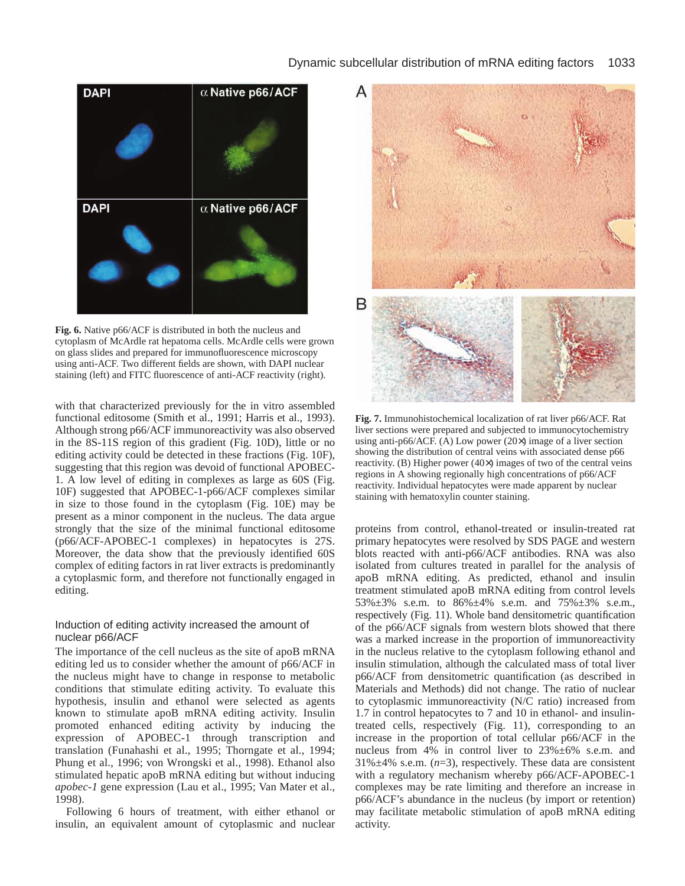**Fig. 6.** Native p66/ACF is distributed in both the nucleus and cytoplasm of McArdle rat hepatoma cells. McArdle cells were grown on glass slides and prepared for immunofluorescence microscopy using anti-ACF. Two different fields are shown, with DAPI nuclear staining (left) and FITC fluorescence of anti-ACF reactivity (right).

with that characterized previously for the in vitro assembled functional editosome (Smith et al., 1991; Harris et al., 1993). Although strong p66/ACF immunoreactivity was also observed in the 8S-11S region of this gradient (Fig. 10D), little or no editing activity could be detected in these fractions (Fig. 10F), suggesting that this region was devoid of functional APOBEC-1. A low level of editing in complexes as large as 60S (Fig. 10F) suggested that APOBEC-1-p66/ACF complexes similar in size to those found in the cytoplasm (Fig. 10E) may be present as a minor component in the nucleus. The data argue strongly that the size of the minimal functional editosome (p66/ACF-APOBEC-1 complexes) in hepatocytes is 27S. Moreover, the data show that the previously identified 60S complex of editing factors in rat liver extracts is predominantly a cytoplasmic form, and therefore not functionally engaged in editing.

## Induction of editing activity increased the amount of nuclear p66/ACF

The importance of the cell nucleus as the site of apoB mRNA editing led us to consider whether the amount of p66/ACF in the nucleus might have to change in response to metabolic conditions that stimulate editing activity. To evaluate this hypothesis, insulin and ethanol were selected as agents known to stimulate apoB mRNA editing activity. Insulin promoted enhanced editing activity by inducing the expression of APOBEC-1 through transcription and translation (Funahashi et al., 1995; Thorngate et al., 1994; Phung et al., 1996; von Wrongski et al., 1998). Ethanol also stimulated hepatic apoB mRNA editing but without inducing *apobec-1* gene expression (Lau et al., 1995; Van Mater et al., 1998).

Following 6 hours of treatment, with either ethanol or insulin, an equivalent amount of cytoplasmic and nuclear proteins from control, ethanol-treated or insulin-treated rat primary hepatocytes were resolved by SDS PAGE and western blots reacted with anti-p66/ACF antibodies. RNA was also isolated from cultures treated in parallel for the analysis of apoB mRNA editing. As predicted, ethanol and insulin treatment stimulated apoB mRNA editing from control levels 53%±3% s.e.m. to 86%±4% s.e.m. and 75%±3% s.e.m., respectively (Fig. 11). Whole band densitometric quantification of the p66/ACF signals from western blots showed that there was a marked increase in the proportion of immunoreactivity in the nucleus relative to the cytoplasm following ethanol and insulin stimulation, although the calculated mass of total liver p66/ACF from densitometric quantification (as described in Materials and Methods) did not change. The ratio of nuclear to cytoplasmic immunoreactivity (N/C ratio) increased from 1.7 in control hepatocytes to 7 and 10 in ethanol- and insulin-treated cells, respectively (Fig. 11), corresponding to an increase in the proportion of total cellular p66/ACF in the nucleus from 4% in control liver to 23%±6% s.e.m. and 31%±4% s.e.m. ($n$=3), respectively. These data are consistent with a regulatory mechanism whereby p66/ACF-APOBEC-1 complexes may be rate limiting and therefore an increase in p66/ACF's abundance in the nucleus (by import or retention) may facilitate metabolic stimulation of apoB mRNA editing activity.

**Fig. 7.** Immunohistochemical localization of rat liver p66/ACF. Rat liver sections were prepared and subjected to immunocytochemistry using anti-p66/ACF. (A) Low power (20×) image of a liver section showing the distribution of central veins with associated dense p66 reactivity. (B) Higher power (40×) images of two of the central veins regions in A showing regionally high concentrations of p66/ACF reactivity. Individual hepatocytes were made apparent by nuclear staining with hematoxylin counter staining.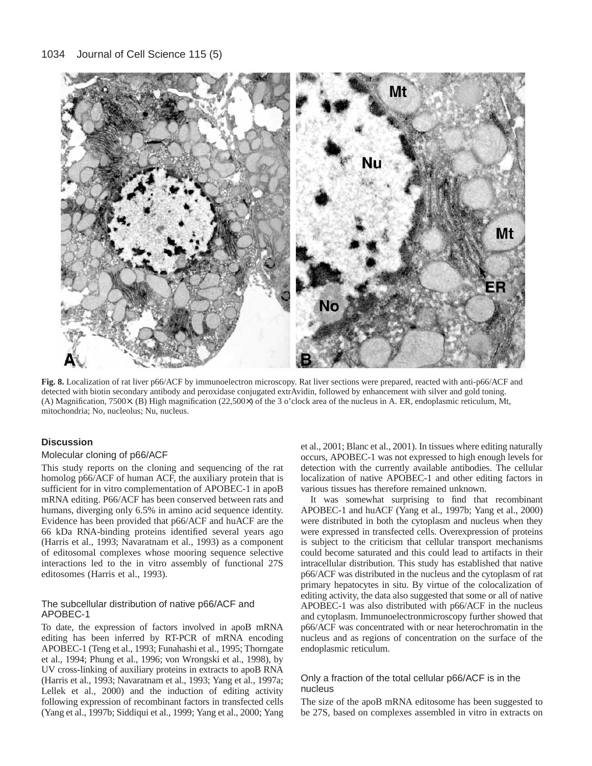**Fig. 8.** Localization of rat liver p66/ACF by immunoelectron microscopy. Rat liver sections were prepared, reacted with anti-p66/ACF and detected with biotin secondary antibody and peroxidase conjugated extrAvidin, followed by enhancement with silver and gold toning. (A) Magnification, 7500×. (B) High magnification (22,500×) of the 3 o'clock area of the nucleus in A. ER, endoplasmic reticulum, Mt, mitochondria; No, nucleolus; Nu, nucleus.

## Discussion

### Molecular cloning of p66/ACF

This study reports on the cloning and sequencing of the rat homolog p66/ACF of human ACF, the auxiliary protein that is sufficient for in vitro complementation of APOBEC-1 in apoB mRNA editing. P66/ACF has been conserved between rats and humans, diverging only 6.5% in amino acid sequence identity. Evidence has been provided that p66/ACF and huACF are the 66 kDa RNA-binding proteins identified several years ago (Harris et al., 1993; Navaratnam et al., 1993) as a component of editosomal complexes whose mooring sequence selective interactions led to the in vitro assembly of functional 27S editosomes (Harris et al., 1993).

### The subcellular distribution of native p66/ACF and APOBEC-1

To date, the expression of factors involved in apoB mRNA editing has been inferred by RT-PCR of mRNA encoding APOBEC-1 (Teng et al., 1993; Funahashi et al., 1995; Thorngate et al., 1994; Phung et al., 1996; von Wrongski et al., 1998), by UV cross-linking of auxiliary proteins in extracts to apoB RNA (Harris et al., 1993; Navaratnam et al., 1993; Yang et al., 1997a; Lellek et al., 2000) and the induction of editing activity following expression of recombinant factors in transfected cells (Yang et al., 1997b; Siddiqui et al., 1999; Yang et al., 2000; Yang et al., 2001; Blanc et al., 2001). In tissues where editing naturally occurs, APOBEC-1 was not expressed to high enough levels for detection with the currently available antibodies. The cellular localization of native APOBEC-1 and other editing factors in various tissues has therefore remained unknown.

It was somewhat surprising to find that recombinant APOBEC-1 and huACF (Yang et al., 1997b; Yang et al., 2000) were distributed in both the cytoplasm and nucleus when they were expressed in transfected cells. Overexpression of proteins is subject to the criticism that cellular transport mechanisms could become saturated and this could lead to artifacts in their intracellular distribution. This study has established that native p66/ACF was distributed in the nucleus and the cytoplasm of rat primary hepatocytes in situ. By virtue of the colocalization of editing activity, the data also suggested that some or all of native APOBEC-1 was also distributed with p66/ACF in the nucleus and cytoplasm. Immunoelectronmicroscopy further showed that p66/ACF was concentrated with or near heterochromatin in the nucleus and as regions of concentration on the surface of the endoplasmic reticulum.

### Only a fraction of the total cellular p66/ACF is in the nucleus

The size of the apoB mRNA editosome has been suggested to be 27S, based on complexes assembled in vitro in extracts on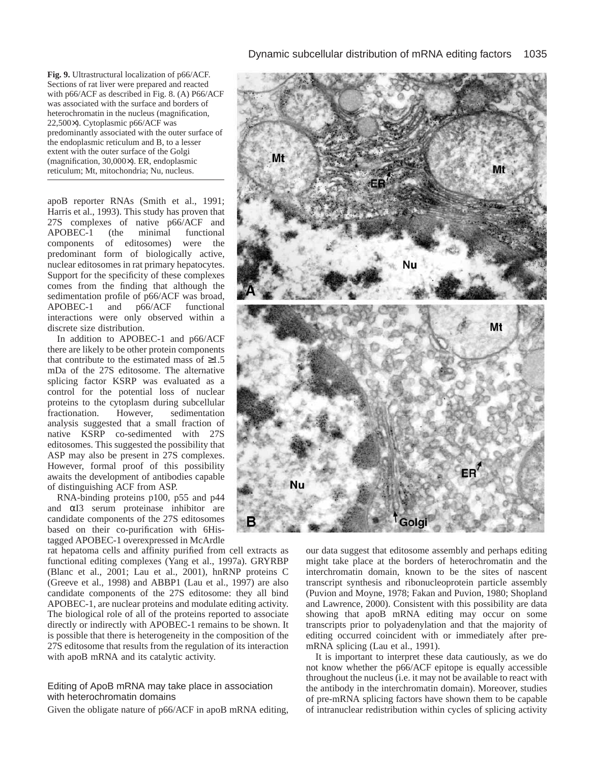**Fig. 9.** Ultrastructural localization of p66/ACF. Sections of rat liver were prepared and reacted with p66/ACF as described in Fig. 8. (A) P66/ACF was associated with the surface and borders of heterochromatin in the nucleus (magnification, 22,500×). Cytoplasmic p66/ACF was predominantly associated with the outer surface of the endoplasmic reticulum and B, to a lesser extent with the outer surface of the Golgi (magnification, 30,000×). ER, endoplasmic reticulum; Mt, mitochondria; Nu, nucleus.

apoB reporter RNAs (Smith et al., 1991; Harris et al., 1993). This study has proven that 27S complexes of native p66/ACF and APOBEC-1 (the minimal functional components of editosomes) were the predominant form of biologically active, nuclear editosomes in rat primary hepatocytes. Support for the specificity of these complexes comes from the finding that although the sedimentation profile of p66/ACF was broad, APOBEC-1 and p66/ACF functional interactions were only observed within a discrete size distribution.

In addition to APOBEC-1 and p66/ACF there are likely to be other protein components that contribute to the estimated mass of ≥1.5 mDa of the 27S editosome. The alternative splicing factor KSRP was evaluated as a control for the potential loss of nuclear proteins to the cytoplasm during subcellular fractionation. However, sedimentation analysis suggested that a small fraction of native KSRP co-sedimented with 27S editosomes. This suggested the possibility that ASP may also be present in 27S complexes. However, formal proof of this possibility awaits the development of antibodies capable of distinguishing ACF from ASP.

RNA-binding proteins p100, p55 and p44 and αI3 serum proteinase inhibitor are candidate components of the 27S editosomes based on their co-purification with 6His-tagged APOBEC-1 overexpressed in McArdle rat hepatoma cells and affinity purified from cell extracts as functional editing complexes (Yang et al., 1997a). GRYRBP (Blanc et al., 2001; Lau et al., 2001), hnRNP proteins C (Greeve et al., 1998) and ABBP1 (Lau et al., 1997) are also candidate components of the 27S editosome: they all bind APOBEC-1, are nuclear proteins and modulate editing activity. The biological role of all of the proteins reported to associate directly or indirectly with APOBEC-1 remains to be shown. It is possible that there is heterogeneity in the composition of the 27S editosome that results from the regulation of its interaction with apoB mRNA and its catalytic activity.

## Editing of ApoB mRNA may take place in association with heterochromatin domains

Given the obligate nature of p66/ACF in apoB mRNA editing, our data suggest that editosome assembly and perhaps editing might take place at the borders of heterochromatin and the interchromatin domain, known to be the sites of nascent transcript synthesis and ribonucleoprotein particle assembly (Puvion and Moyne, 1978; Fakan and Puvion, 1980; Shopland and Lawrence, 2000). Consistent with this possibility are data showing that apoB mRNA editing may occur on some transcripts prior to polyadenylation and that the majority of editing occurred coincident with or immediately after pre-mRNA splicing (Lau et al., 1991).

It is important to interpret these data cautiously, as we do not know whether the p66/ACF epitope is equally accessible throughout the nucleus (i.e. it may not be available to react with the antibody in the interchromatin domain). Moreover, studies of pre-mRNA splicing factors have shown them to be capable of intranuclear redistribution within cycles of splicing activity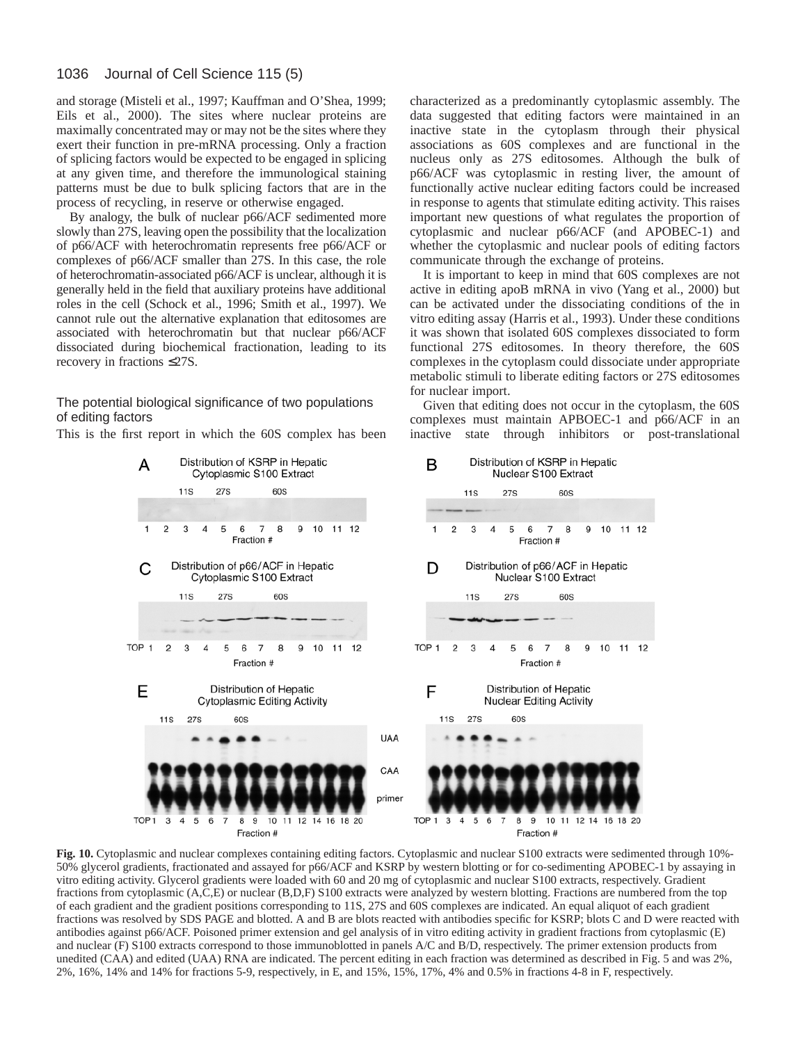and storage (Misteli et al., 1997; Kauffman and O'Shea, 1999; Eils et al., 2000). The sites where nuclear proteins are maximally concentrated may or may not be the sites where they exert their function in pre-mRNA processing. Only a fraction of splicing factors would be expected to be engaged in splicing at any given time, and therefore the immunological staining patterns must be due to bulk splicing factors that are in the process of recycling, in reserve or otherwise engaged.

By analogy, the bulk of nuclear p66/ACF sedimented more slowly than 27S, leaving open the possibility that the localization of p66/ACF with heterochromatin represents free p66/ACF or complexes of p66/ACF smaller than 27S. In this case, the role of heterochromatin-associated p66/ACF is unclear, although it is generally held in the field that auxiliary proteins have additional roles in the cell (Schock et al., 1996; Smith et al., 1997). We cannot rule out the alternative explanation that editosomes are associated with heterochromatin but that nuclear p66/ACF dissociated during biochemical fractionation, leading to its recovery in fractions ≤27S.

### The potential biological significance of two populations of editing factors

This is the first report in which the 60S complex has been characterized as a predominantly cytoplasmic assembly. The data suggested that editing factors were maintained in an inactive state in the cytoplasm through their physical associations as 60S complexes and are functional in the nucleus only as 27S editosomes. Although the bulk of p66/ACF was cytoplasmic in resting liver, the amount of functionally active nuclear editing factors could be increased in response to agents that stimulate editing activity. This raises important new questions of what regulates the proportion of cytoplasmic and nuclear p66/ACF (and APOBEC-1) and whether the cytoplasmic and nuclear pools of editing factors communicate through the exchange of proteins.

It is important to keep in mind that 60S complexes are not active in editing apoB mRNA in vivo (Yang et al., 2000) but can be activated under the dissociating conditions of the in vitro editing assay (Harris et al., 1993). Under these conditions it was shown that isolated 60S complexes dissociated to form functional 27S editosomes. In theory therefore, the 60S complexes in the cytoplasm could dissociate under appropriate metabolic stimuli to liberate editing factors or 27S editosomes for nuclear import.

Given that editing does not occur in the cytoplasm, the 60S complexes must maintain APBOEC-1 and p66/ACF in an inactive state through inhibitors or post-translational

**Fig. 10.** Cytoplasmic and nuclear complexes containing editing factors. Cytoplasmic and nuclear S100 extracts were sedimented through 10%-50% glycerol gradients, fractionated and assayed for p66/ACF and KSRP by western blotting or for co-sedimenting APOBEC-1 by assaying in vitro editing activity. Glycerol gradients were loaded with 60 and 20 mg of cytoplasmic and nuclear S100 extracts, respectively. Gradient fractions from cytoplasmic (A,C,E) or nuclear (B,D,F) S100 extracts were analyzed by western blotting. Fractions are numbered from the top of each gradient and the gradient positions corresponding to 11S, 27S and 60S complexes are indicated. An equal aliquot of each gradient fractions was resolved by SDS PAGE and blotted. A and B are blots reacted with antibodies specific for KSRP; blots C and D were reacted with antibodies against p66/ACF. Poisoned primer extension and gel analysis of in vitro editing activity in gradient fractions from cytoplasmic (E) and nuclear (F) S100 extracts correspond to those immunoblotted in panels A/C and B/D, respectively. The primer extension products from unedited (CAA) and edited (UAA) RNA are indicated. The percent editing in each fraction was determined as described in Fig. 5 and was 2%, 2%, 16%, 14% and 14% for fractions 5-9, respectively, in E, and 15%, 15%, 17%, 4% and 0.5% in fractions 4-8 in F, respectively.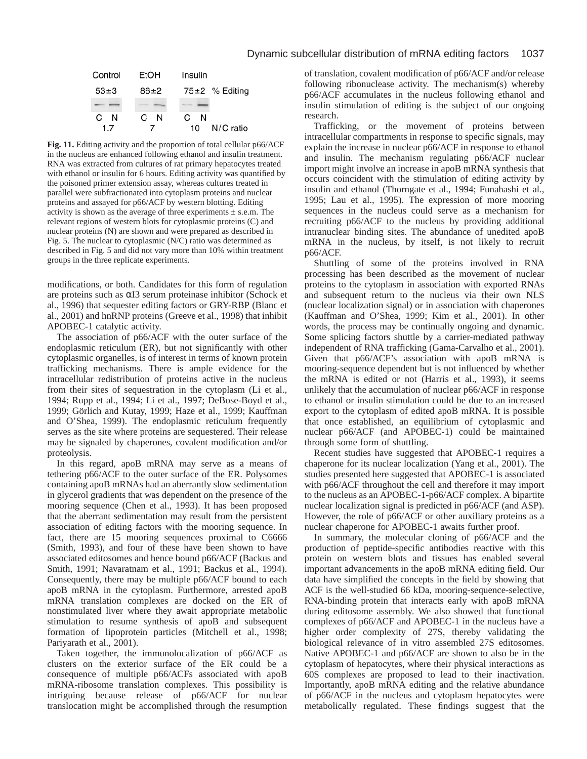| Control | EtOH | Insulin | |
|---|---|---|---|
| 53±3 | 86±2 | 75±2 | % Editing |
| C N | C N | C N | |
| 1.7 | 7 | 10 | N/C ratio |

**Fig. 11.** Editing activity and the proportion of total cellular p66/ACF in the nucleus are enhanced following ethanol and insulin treatment. RNA was extracted from cultures of rat primary hepatocytes treated with ethanol or insulin for 6 hours. Editing activity was quantified by the poisoned primer extension assay, whereas cultures treated in parallel were subfractionated into cytoplasm proteins and nuclear proteins and assayed for p66/ACF by western blotting. Editing activity is shown as the average of three experiments ± s.e.m. The relevant regions of western blots for cytoplasmic proteins (C) and nuclear proteins (N) are shown and were prepared as described in Fig. 5. The nuclear to cytoplasmic (N/C) ratio was determined as described in Fig. 5 and did not vary more than 10% within treatment groups in the three replicate experiments.

modifications, or both. Candidates for this form of regulation are proteins such as αI3 serum proteinase inhibitor (Schock et al., 1996) that sequester editing factors or GRY-RBP (Blanc et al., 2001) and hnRNP proteins (Greeve et al., 1998) that inhibit APOBEC-1 catalytic activity.

The association of p66/ACF with the outer surface of the endoplasmic reticulum (ER), but not significantly with other cytoplasmic organelles, is of interest in terms of known protein trafficking mechanisms. There is ample evidence for the intracellular redistribution of proteins active in the nucleus from their sites of sequestration in the cytoplasm (Li et al., 1994; Rupp et al., 1994; Li et al., 1997; DeBose-Boyd et al., 1999; Görlich and Kutay, 1999; Haze et al., 1999; Kauffman and O'Shea, 1999). The endoplasmic reticulum frequently serves as the site where proteins are sequestered. Their release may be signaled by chaperones, covalent modification and/or proteolysis.

In this regard, apoB mRNA may serve as a means of tethering p66/ACF to the outer surface of the ER. Polysomes containing apoB mRNAs had an aberrantly slow sedimentation in glycerol gradients that was dependent on the presence of the mooring sequence (Chen et al., 1993). It has been proposed that the aberrant sedimentation may result from the persistent association of editing factors with the mooring sequence. In fact, there are 15 mooring sequences proximal to C6666 (Smith, 1993), and four of these have been shown to have associated editosomes and hence bound p66/ACF (Backus and Smith, 1991; Navaratnam et al., 1991; Backus et al., 1994). Consequently, there may be multiple p66/ACF bound to each apoB mRNA in the cytoplasm. Furthermore, arrested apoB mRNA translation complexes are docked on the ER of nonstimulated liver where they await appropriate metabolic stimulation to resume synthesis of apoB and subsequent formation of lipoprotein particles (Mitchell et al., 1998; Pariyarath et al., 2001).

Taken together, the immunolocalization of p66/ACF as clusters on the exterior surface of the ER could be a consequence of multiple p66/ACFs associated with apoB mRNA-ribosome translation complexes. This possibility is intriguing because release of p66/ACF for nuclear translocation might be accomplished through the resumption of translation, covalent modification of p66/ACF and/or release following ribonuclease activity. The mechanism(s) whereby p66/ACF accumulates in the nucleus following ethanol and insulin stimulation of editing is the subject of our ongoing research.

Trafficking, or the movement of proteins between intracellular compartments in response to specific signals, may explain the increase in nuclear p66/ACF in response to ethanol and insulin. The mechanism regulating p66/ACF nuclear import might involve an increase in apoB mRNA synthesis that occurs coincident with the stimulation of editing activity by insulin and ethanol (Thorngate et al., 1994; Funahashi et al., 1995; Lau et al., 1995). The expression of more mooring sequences in the nucleus could serve as a mechanism for recruiting p66/ACF to the nucleus by providing additional intranuclear binding sites. The abundance of unedited apoB mRNA in the nucleus, by itself, is not likely to recruit p66/ACF.

Shuttling of some of the proteins involved in RNA processing has been described as the movement of nuclear proteins to the cytoplasm in association with exported RNAs and subsequent return to the nucleus via their own NLS (nuclear localization signal) or in association with chaperones (Kauffman and O'Shea, 1999; Kim et al., 2001). In other words, the process may be continually ongoing and dynamic. Some splicing factors shuttle by a carrier-mediated pathway independent of RNA trafficking (Gama-Carvalho et al., 2001). Given that p66/ACF's association with apoB mRNA is mooring-sequence dependent but is not influenced by whether the mRNA is edited or not (Harris et al., 1993), it seems unlikely that the accumulation of nuclear p66/ACF in response to ethanol or insulin stimulation could be due to an increased export to the cytoplasm of edited apoB mRNA. It is possible that once established, an equilibrium of cytoplasmic and nuclear p66/ACF (and APOBEC-1) could be maintained through some form of shuttling.

Recent studies have suggested that APOBEC-1 requires a chaperone for its nuclear localization (Yang et al., 2001). The studies presented here suggested that APOBEC-1 is associated with p66/ACF throughout the cell and therefore it may import to the nucleus as an APOBEC-1-p66/ACF complex. A bipartite nuclear localization signal is predicted in p66/ACF (and ASP). However, the role of p66/ACF or other auxiliary proteins as a nuclear chaperone for APOBEC-1 awaits further proof.

In summary, the molecular cloning of p66/ACF and the production of peptide-specific antibodies reactive with this protein on western blots and tissues has enabled several important advancements in the apoB mRNA editing field. Our data have simplified the concepts in the field by showing that ACF is the well-studied 66 kDa, mooring-sequence-selective, RNA-binding protein that interacts early with apoB mRNA during editosome assembly. We also showed that functional complexes of p66/ACF and APOBEC-1 in the nucleus have a higher order complexity of 27S, thereby validating the biological relevance of in vitro assembled 27S editosomes. Native APOBEC-1 and p66/ACF are shown to also be in the cytoplasm of hepatocytes, where their physical interactions as 60S complexes are proposed to lead to their inactivation. Importantly, apoB mRNA editing and the relative abundance of p66/ACF in the nucleus and cytoplasm hepatocytes were metabolically regulated. These findings suggest that the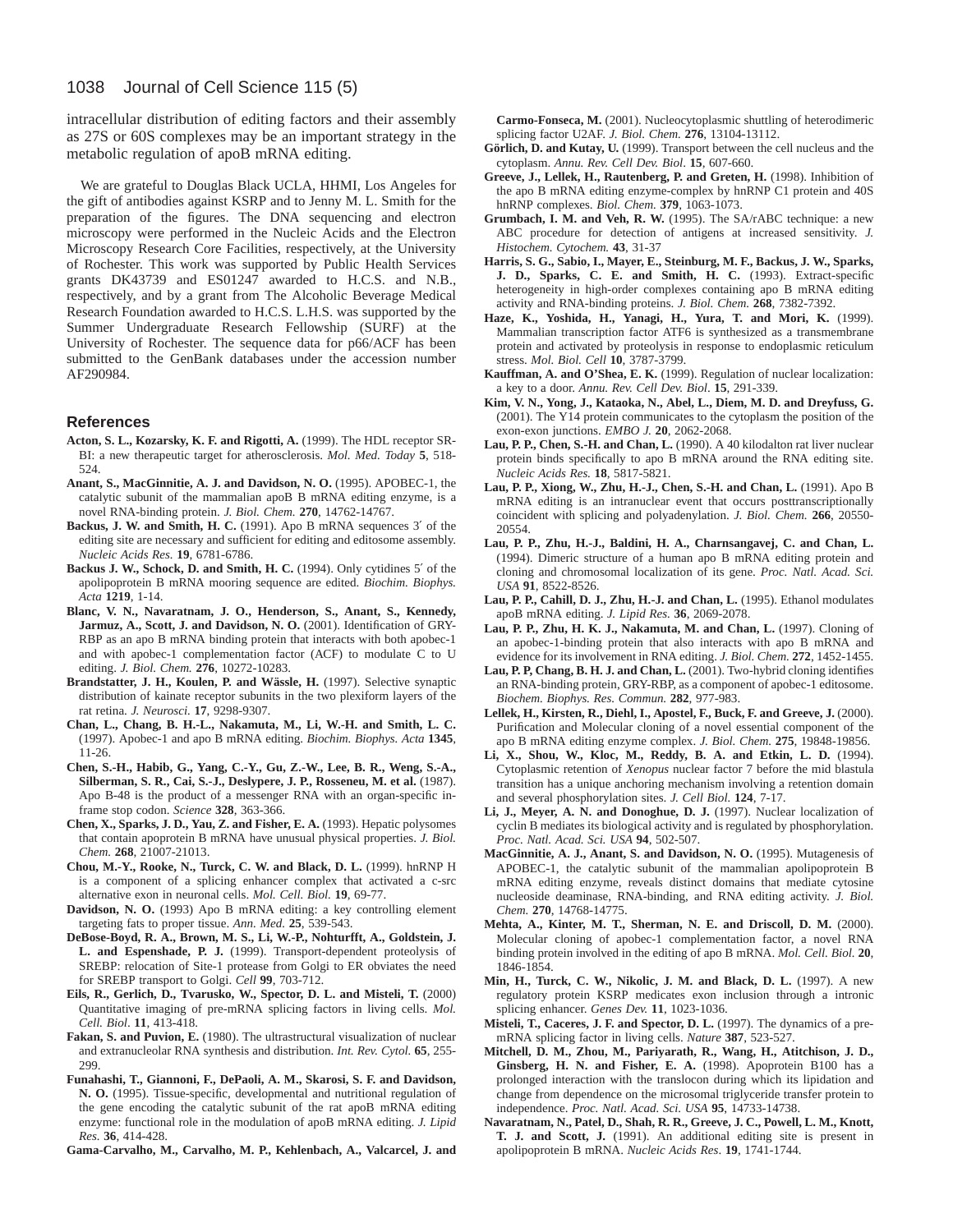intracellular distribution of editing factors and their assembly as 27S or 60S complexes may be an important strategy in the metabolic regulation of apoB mRNA editing.

We are grateful to Douglas Black UCLA, HHMI, Los Angeles for the gift of antibodies against KSRP and to Jenny M. L. Smith for the preparation of the figures. The DNA sequencing and electron microscopy were performed in the Nucleic Acids and the Electron Microscopy Research Core Facilities, respectively, at the University of Rochester. This work was supported by Public Health Services grants DK43739 and ES01247 awarded to H.C.S. and N.B., respectively, and by a grant from The Alcoholic Beverage Medical Research Foundation awarded to H.C.S. L.H.S. was supported by the Summer Undergraduate Research Fellowship (SURF) at the University of Rochester. The sequence data for p66/ACF has been submitted to the GenBank databases under the accession number AF290984.

## References

**Acton, S. L., Kozarsky, K. F. and Rigotti, A.** (1999). The HDL receptor SR-BI: a new therapeutic target for atherosclerosis. *Mol. Med. Today* **5**, 518-524.

**Anant, S., MacGinnitie, A. J. and Davidson, N. O.** (1995). APOBEC-1, the catalytic subunit of the mammalian apoB B mRNA editing enzyme, is a novel RNA-binding protein. *J. Biol. Chem.* **270**, 14762-14767.

**Backus, J. W. and Smith, H. C.** (1991). Apo B mRNA sequences 3′ of the editing site are necessary and sufficient for editing and editosome assembly. *Nucleic Acids Res.* **19**, 6781-6786.

**Backus J. W., Schock, D. and Smith, H. C.** (1994). Only cytidines 5′ of the apolipoprotein B mRNA mooring sequence are edited. *Biochim. Biophys. Acta* **1219**, 1-14.

**Blanc, V. N., Navaratnam, J. O., Henderson, S., Anant, S., Kennedy, Jarmuz, A., Scott, J. and Davidson, N. O.** (2001). Identification of GRY-RBP as an apo B mRNA binding protein that interacts with both apobec-1 and with apobec-1 complementation factor (ACF) to modulate C to U editing. *J. Biol. Chem.* **276**, 10272-10283.

**Brandstatter, J. H., Koulen, P. and Wässle, H.** (1997). Selective synaptic distribution of kainate receptor subunits in the two plexiform layers of the rat retina. *J. Neurosci.* **17**, 9298-9307.

**Chan, L., Chang, B. H.-L., Nakamuta, M., Li, W.-H. and Smith, L. C.** (1997). Apobec-1 and apo B mRNA editing. *Biochim. Biophys. Acta* **1345**, 11-26.

**Chen, S.-H., Habib, G., Yang, C.-Y., Gu, Z.-W., Lee, B. R., Weng, S.-A., Silberman, S. R., Cai, S.-J., Deslypere, J. P., Rosseneu, M. et al.** (1987). Apo B-48 is the product of a messenger RNA with an organ-specific in-frame stop codon. *Science* **328**, 363-366.

**Chen, X., Sparks, J. D., Yau, Z. and Fisher, E. A.** (1993). Hepatic polysomes that contain apoprotein B mRNA have unusual physical properties. *J. Biol. Chem.* **268**, 21007-21013.

**Chou, M.-Y., Rooke, N., Turck, C. W. and Black, D. L.** (1999). hnRNP H is a component of a splicing enhancer complex that activated a c-src alternative exon in neuronal cells. *Mol. Cell. Biol.* **19**, 69-77.

**Davidson, N. O.** (1993) Apo B mRNA editing: a key controlling element targeting fats to proper tissue. *Ann. Med.* **25**, 539-543.

**DeBose-Boyd, R. A., Brown, M. S., Li, W.-P., Nohturfft, A., Goldstein, J. L. and Espenshade, P. J.** (1999). Transport-dependent proteolysis of SREBP: relocation of Site-1 protease from Golgi to ER obviates the need for SREBP transport to Golgi. *Cell* **99**, 703-712.

**Eils, R., Gerlich, D., Tvarusko, W., Spector, D. L. and Misteli, T.** (2000) Quantitative imaging of pre-mRNA splicing factors in living cells. *Mol. Cell. Biol*. **11**, 413-418.

**Fakan, S. and Puvion, E.** (1980). The ultrastructural visualization of nuclear and extranucleolar RNA synthesis and distribution. *Int. Rev. Cytol.* **65**, 255-299.

**Funahashi, T., Giannoni, F., DePaoli, A. M., Skarosi, S. F. and Davidson, N. O.** (1995). Tissue-specific, developmental and nutritional regulation of the gene encoding the catalytic subunit of the rat apoB mRNA editing enzyme: functional role in the modulation of apoB mRNA editing. *J. Lipid Res.* **36**, 414-428.

**Gama-Carvalho, M., Carvalho, M. P., Kehlenbach, A., Valcarcel, J. and Carmo-Fonseca, M.** (2001). Nucleocytoplasmic shuttling of heterodimeric splicing factor U2AF. *J. Biol. Chem.* **276**, 13104-13112.

**Görlich, D. and Kutay, U.** (1999). Transport between the cell nucleus and the cytoplasm. *Annu. Rev. Cell Dev. Biol*. **15**, 607-660.

**Greeve, J., Lellek, H., Rautenberg, P. and Greten, H.** (1998). Inhibition of the apo B mRNA editing enzyme-complex by hnRNP C1 protein and 40S hnRNP complexes. *Biol. Chem.* **379**, 1063-1073.

**Grumbach, I. M. and Veh, R. W.** (1995). The SA/rABC technique: a new ABC procedure for detection of antigens at increased sensitivity. *J. Histochem. Cytochem.* **43**, 31-37

**Harris, S. G., Sabio, I., Mayer, E., Steinburg, M. F., Backus, J. W., Sparks, J. D., Sparks, C. E. and Smith, H. C.** (1993). Extract-specific heterogeneity in high-order complexes containing apo B mRNA editing activity and RNA-binding proteins. *J. Biol. Chem.* **268**, 7382-7392.

**Haze, K., Yoshida, H., Yanagi, H., Yura, T. and Mori, K.** (1999). Mammalian transcription factor ATF6 is synthesized as a transmembrane protein and activated by proteolysis in response to endoplasmic reticulum stress. *Mol. Biol. Cell* **10**, 3787-3799.

**Kauffman, A. and O'Shea, E. K.** (1999). Regulation of nuclear localization: a key to a door. *Annu. Rev. Cell Dev. Biol*. **15**, 291-339.

**Kim, V. N., Yong, J., Kataoka, N., Abel, L., Diem, M. D. and Dreyfuss, G.** (2001). The Y14 protein communicates to the cytoplasm the position of the exon-exon junctions. *EMBO J.* **20**, 2062-2068.

**Lau, P. P., Chen, S.-H. and Chan, L.** (1990). A 40 kilodalton rat liver nuclear protein binds specifically to apo B mRNA around the RNA editing site. *Nucleic Acids Res.* **18**, 5817-5821.

**Lau, P. P., Xiong, W., Zhu, H.-J., Chen, S.-H. and Chan, L.** (1991). Apo B mRNA editing is an intranuclear event that occurs posttranscriptionally coincident with splicing and polyadenylation. *J. Biol. Chem.* **266**, 20550-20554.

**Lau, P. P., Zhu, H.-J., Baldini, H. A., Charnsangavej, C. and Chan, L.** (1994). Dimeric structure of a human apo B mRNA editing protein and cloning and chromosomal localization of its gene. *Proc. Natl. Acad. Sci. USA* **91**, 8522-8526.

**Lau, P. P., Cahill, D. J., Zhu, H.-J. and Chan, L.** (1995). Ethanol modulates apoB mRNA editing. *J. Lipid Res.* **36**, 2069-2078.

**Lau, P. P., Zhu, H. K. J., Nakamuta, M. and Chan, L.** (1997). Cloning of an apobec-1-binding protein that also interacts with apo B mRNA and evidence for its involvement in RNA editing. *J. Biol. Chem.* **272**, 1452-1455.

**Lau, P. P, Chang, B. H. J. and Chan, L.** (2001). Two-hybrid cloning identifies an RNA-binding protein, GRY-RBP, as a component of apobec-1 editosome. *Biochem. Biophys. Res. Commun.* **282**, 977-983.

**Lellek, H., Kirsten, R., Diehl, I., Apostel, F., Buck, F. and Greeve, J.** (2000). Purification and Molecular cloning of a novel essential component of the apo B mRNA editing enzyme complex. *J. Biol. Chem.* **275**, 19848-19856.

**Li, X., Shou, W., Kloc, M., Reddy, B. A. and Etkin, L. D.** (1994). Cytoplasmic retention of *Xenopus* nuclear factor 7 before the mid blastula transition has a unique anchoring mechanism involving a retention domain and several phosphorylation sites. *J. Cell Biol.* **124**, 7-17.

**Li, J., Meyer, A. N. and Donoghue, D. J.** (1997). Nuclear localization of cyclin B mediates its biological activity and is regulated by phosphorylation. *Proc. Natl. Acad. Sci. USA* **94**, 502-507.

**MacGinnitie, A. J., Anant, S. and Davidson, N. O.** (1995). Mutagenesis of APOBEC-1, the catalytic subunit of the mammalian apolipoprotein B mRNA editing enzyme, reveals distinct domains that mediate cytosine nucleoside deaminase, RNA-binding, and RNA editing activity. *J. Biol. Chem.* **270**, 14768-14775.

**Mehta, A., Kinter, M. T., Sherman, N. E. and Driscoll, D. M.** (2000). Molecular cloning of apobec-1 complementation factor, a novel RNA binding protein involved in the editing of apo B mRNA. *Mol. Cell. Biol.* **20**, 1846-1854.

**Min, H., Turck, C. W., Nikolic, J. M. and Black, D. L.** (1997). A new regulatory protein KSRP mediates exon inclusion through a intronic splicing enhancer. *Genes Dev.* **11**, 1023-1036.

**Misteli, T., Caceres, J. F. and Spector, D. L.** (1997). The dynamics of a pre-mRNA splicing factor in living cells. *Nature* **387**, 523-527.

**Mitchell, D. M., Zhou, M., Pariyarath, R., Wang, H., Atitchison, J. D., Ginsberg, H. N. and Fisher, E. A.** (1998). Apoprotein B100 has a prolonged interaction with the translocon during which its lipidation and change from dependence on the microsomal triglyceride transfer protein to independence. *Proc. Natl. Acad. Sci. USA* **95**, 14733-14738.

**Navaratnam, N., Patel, D., Shah, R. R., Greeve, J. C., Powell, L. M., Knott, T. J. and Scott, J.** (1991). An additional editing site is present in apolipoprotein B mRNA. *Nucleic Acids Res*. **19**, 1741-1744.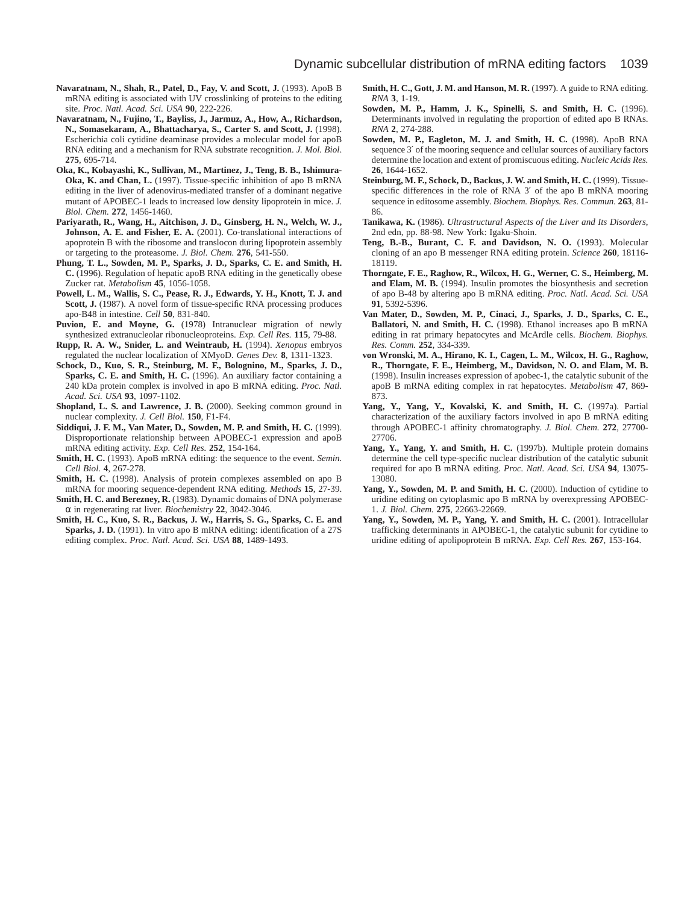**Navaratnam, N., Shah, R., Patel, D., Fay, V. and Scott, J.** (1993). ApoB B mRNA editing is associated with UV crosslinking of proteins to the editing site. *Proc. Natl. Acad. Sci. USA* **90**, 222-226.

**Navaratnam, N., Fujino, T., Bayliss, J., Jarmuz, A., How, A., Richardson, N., Somasekaram, A., Bhattacharya, S., Carter S. and Scott, J.** (1998). Escherichia coli cytidine deaminase provides a molecular model for apoB RNA editing and a mechanism for RNA substrate recognition. *J. Mol. Biol*. **275**, 695-714.

**Oka, K., Kobayashi, K., Sullivan, M., Martinez, J., Teng, B. B., Ishimura-Oka, K. and Chan, L.** (1997). Tissue-specific inhibition of apo B mRNA editing in the liver of adenovirus-mediated transfer of a dominant negative mutant of APOBEC-1 leads to increased low density lipoprotein in mice. *J. Biol. Chem.* **272**, 1456-1460.

**Pariyarath, R., Wang, H., Aitchison, J. D., Ginsberg, H. N., Welch, W. J., Johnson, A. E. and Fisher, E. A.** (2001). Co-translational interactions of apoprotein B with the ribosome and translocon during lipoprotein assembly or targeting to the proteasome. *J. Biol. Chem.* **276**, 541-550.

**Phung, T. L., Sowden, M. P., Sparks, J. D., Sparks, C. E. and Smith, H. C.** (1996). Regulation of hepatic apoB RNA editing in the genetically obese Zucker rat. *Metabolism* **45**, 1056-1058.

**Powell, L. M., Wallis, S. C., Pease, R. J., Edwards, Y. H., Knott, T. J. and Scott, J.** (1987). A novel form of tissue-specific RNA processing produces apo-B48 in intestine. *Cell* **50**, 831-840.

**Puvion, E. and Moyne, G.** (1978) Intranuclear migration of newly synthesized extranucleolar ribonucleoproteins. *Exp. Cell Res.* **115**, 79-88.

**Rupp, R. A. W., Snider, L. and Weintraub, H.** (1994). *Xenopus* embryos regulated the nuclear localization of XMyoD. *Genes Dev.* **8**, 1311-1323.

**Schock, D., Kuo, S. R., Steinburg, M. F., Bolognino, M., Sparks, J. D., Sparks, C. E. and Smith, H. C.** (1996). An auxiliary factor containing a 240 kDa protein complex is involved in apo B mRNA editing. *Proc. Natl. Acad. Sci. USA* **93**, 1097-1102.

**Shopland, L. S. and Lawrence, J. B.** (2000). Seeking common ground in nuclear complexity. *J. Cell Biol.* **150**, F1-F4.

**Siddiqui, J. F. M., Van Mater, D., Sowden, M. P. and Smith, H. C.** (1999). Disproportionate relationship between APOBEC-1 expression and apoB mRNA editing activity. *Exp. Cell Res.* **252**, 154-164.

**Smith, H. C.** (1993). ApoB mRNA editing: the sequence to the event. *Semin. Cell Biol.* **4**, 267-278.

**Smith, H. C.** (1998). Analysis of protein complexes assembled on apo B mRNA for mooring sequence-dependent RNA editing. *Methods* **15**, 27-39.

**Smith, H. C. and Berezney, R.** (1983). Dynamic domains of DNA polymerase α in regenerating rat liver. *Biochemistry* **22**, 3042-3046.

**Smith, H. C., Kuo, S. R., Backus, J. W., Harris, S. G., Sparks, C. E. and Sparks, J. D.** (1991). In vitro apo B mRNA editing: identification of a 27S editing complex. *Proc. Natl. Acad. Sci. USA* **88**, 1489-1493.

**Smith, H. C., Gott, J. M. and Hanson, M. R.** (1997). A guide to RNA editing. *RNA* **3**, 1-19.

**Sowden, M. P., Hamm, J. K., Spinelli, S. and Smith, H. C.** (1996). Determinants involved in regulating the proportion of edited apo B RNAs. *RNA* **2**, 274-288.

**Sowden, M. P., Eagleton, M. J. and Smith, H. C.** (1998). ApoB RNA sequence 3′ of the mooring sequence and cellular sources of auxiliary factors determine the location and extent of promiscuous editing. *Nucleic Acids Res.* **26**, 1644-1652.

**Steinburg, M. F., Schock, D., Backus, J. W. and Smith, H. C.** (1999). Tissue-specific differences in the role of RNA 3′ of the apo B mRNA mooring sequence in editosome assembly. *Biochem. Biophys. Res. Commun.* **263**, 81-86.

**Tanikawa, K.** (1986). *Ultrastructural Aspects of the Liver and Its Disorders*, 2nd edn, pp. 88-98. New York: Igaku-Shoin.

**Teng, B.-B., Burant, C. F. and Davidson, N. O.** (1993). Molecular cloning of an apo B messenger RNA editing protein. *Science* **260**, 18116-18119.

**Thorngate, F. E., Raghow, R., Wilcox, H. G., Werner, C. S., Heimberg, M. and Elam, M. B.** (1994). Insulin promotes the biosynthesis and secretion of apo B-48 by altering apo B mRNA editing. *Proc. Natl. Acad. Sci. USA* **91**, 5392-5396.

**Van Mater, D., Sowden, M. P., Cinaci, J., Sparks, J. D., Sparks, C. E., Ballatori, N. and Smith, H. C.** (1998). Ethanol increases apo B mRNA editing in rat primary hepatocytes and McArdle cells. *Biochem. Biophys. Res. Comm.* **252**, 334-339.

**von Wronski, M. A., Hirano, K. I., Cagen, L. M., Wilcox, H. G., Raghow, R., Thorngate, F. E., Heimberg, M., Davidson, N. O. and Elam, M. B.** (1998). Insulin increases expression of apobec-1, the catalytic subunit of the apoB mRNA editing complex in rat hepatocytes. *Metabolism* **47**, 869-873.

**Yang, Y., Yang, Y., Kovalski, K. and Smith, H. C.** (1997a). Partial characterization of the auxiliary factors involved in apo B mRNA editing through APOBEC-1 affinity chromatography. *J. Biol. Chem.* **272**, 27700-27706.

**Yang, Y., Yang, Y. and Smith, H. C.** (1997b). Multiple protein domains determine the cell type-specific nuclear distribution of the catalytic subunit required for apo B mRNA editing. *Proc. Natl. Acad. Sci. USA* **94**, 13075-13080.

**Yang, Y., Sowden, M. P. and Smith, H. C.** (2000). Induction of cytidine to uridine editing on cytoplasmic apo B mRNA by overexpressing APOBEC-1. *J. Biol. Chem.* **275**, 22663-22669.

**Yang, Y., Sowden, M. P., Yang, Y. and Smith, H. C.** (2001). Intracellular trafficking determinants in APOBEC-1, the catalytic subunit for cytidine to uridine editing of apolipoprotein B mRNA. *Exp. Cell Res.* **267**, 153-164.